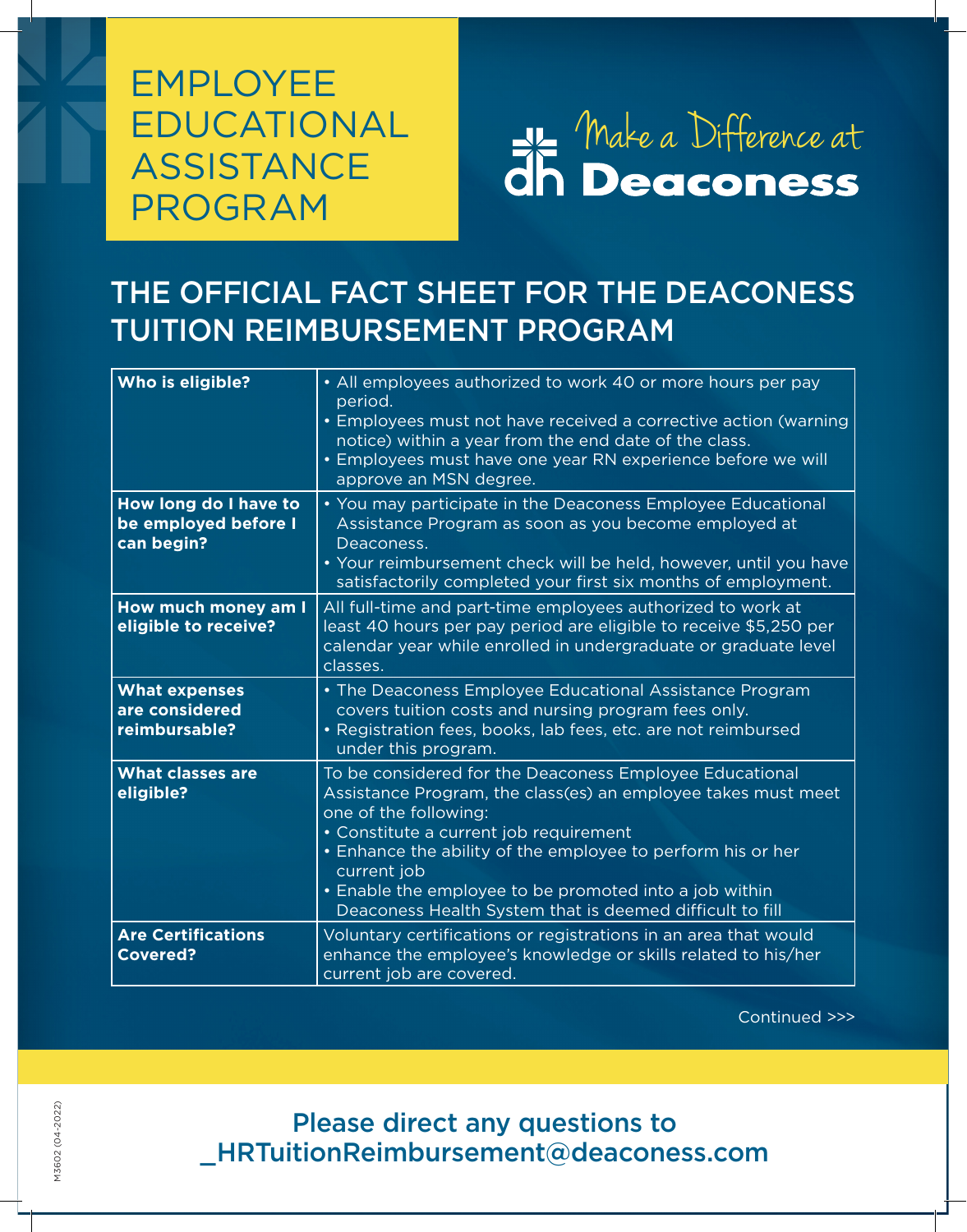# EMPLOYEE EDUCATIONAL ASSISTANCE PROGRAM

Make a Difference at Deaconess

## THE OFFICIAL FACT SHEET FOR THE DEACONESS TUITION REIMBURSEMENT PROGRAM

| | |
|---|---|
| **Who is eligible?** | • All employees authorized to work 40 or more hours per pay period.<br>• Employees must not have received a corrective action (warning notice) within a year from the end date of the class.<br>• Employees must have one year RN experience before we will approve an MSN degree. |
| **How long do I have to be employed before I can begin?** | • You may participate in the Deaconess Employee Educational Assistance Program as soon as you become employed at Deaconess.<br>• Your reimbursement check will be held, however, until you have satisfactorily completed your first six months of employment. |
| **How much money am I eligible to receive?** | All full-time and part-time employees authorized to work at least 40 hours per pay period are eligible to receive $5,250 per calendar year while enrolled in undergraduate or graduate level classes. |
| **What expenses are considered reimbursable?** | • The Deaconess Employee Educational Assistance Program covers tuition costs and nursing program fees only.<br>• Registration fees, books, lab fees, etc. are not reimbursed under this program. |
| **What classes are eligible?** | To be considered for the Deaconess Employee Educational Assistance Program, the class(es) an employee takes must meet one of the following:<br>• Constitute a current job requirement<br>• Enhance the ability of the employee to perform his or her current job<br>• Enable the employee to be promoted into a job within Deaconess Health System that is deemed difficult to fill |
| **Are Certifications Covered?** | Voluntary certifications or registrations in an area that would enhance the employee's knowledge or skills related to his/her current job are covered. |

Continued >>>

**Please direct any questions to _HRTuitionReimbursement@deaconess.com**

M3602 (04-2022)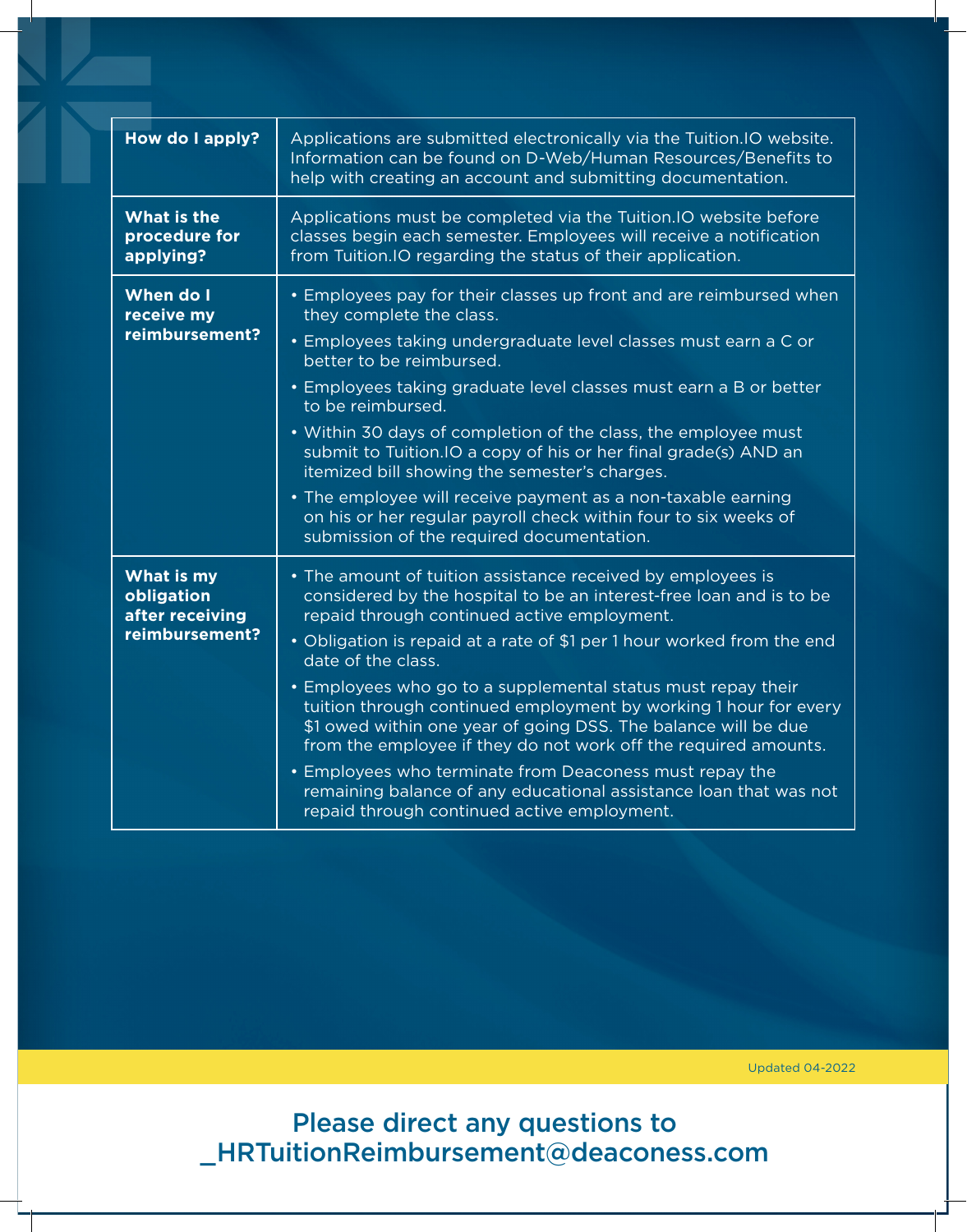| | |
|---|---|
| **How do I apply?** | Applications are submitted electronically via the Tuition.IO website. Information can be found on D-Web/Human Resources/Benefits to help with creating an account and submitting documentation. |
| **What is the procedure for applying?** | Applications must be completed via the Tuition.IO website before classes begin each semester. Employees will receive a notification from Tuition.IO regarding the status of their application. |
| **When do I receive my reimbursement?** | • Employees pay for their classes up front and are reimbursed when they complete the class.<br>• Employees taking undergraduate level classes must earn a C or better to be reimbursed.<br>• Employees taking graduate level classes must earn a B or better to be reimbursed.<br>• Within 30 days of completion of the class, the employee must submit to Tuition.IO a copy of his or her final grade(s) AND an itemized bill showing the semester's charges.<br>• The employee will receive payment as a non-taxable earning on his or her regular payroll check within four to six weeks of submission of the required documentation. |
| **What is my obligation after receiving reimbursement?** | • The amount of tuition assistance received by employees is considered by the hospital to be an interest-free loan and is to be repaid through continued active employment.<br>• Obligation is repaid at a rate of $1 per 1 hour worked from the end date of the class.<br>• Employees who go to a supplemental status must repay their tuition through continued employment by working 1 hour for every $1 owed within one year of going DSS. The balance will be due from the employee if they do not work off the required amounts.<br>• Employees who terminate from Deaconess must repay the remaining balance of any educational assistance loan that was not repaid through continued active employment. |

Updated 04-2022

## Please direct any questions to _HRTuitionReimbursement@deaconess.com